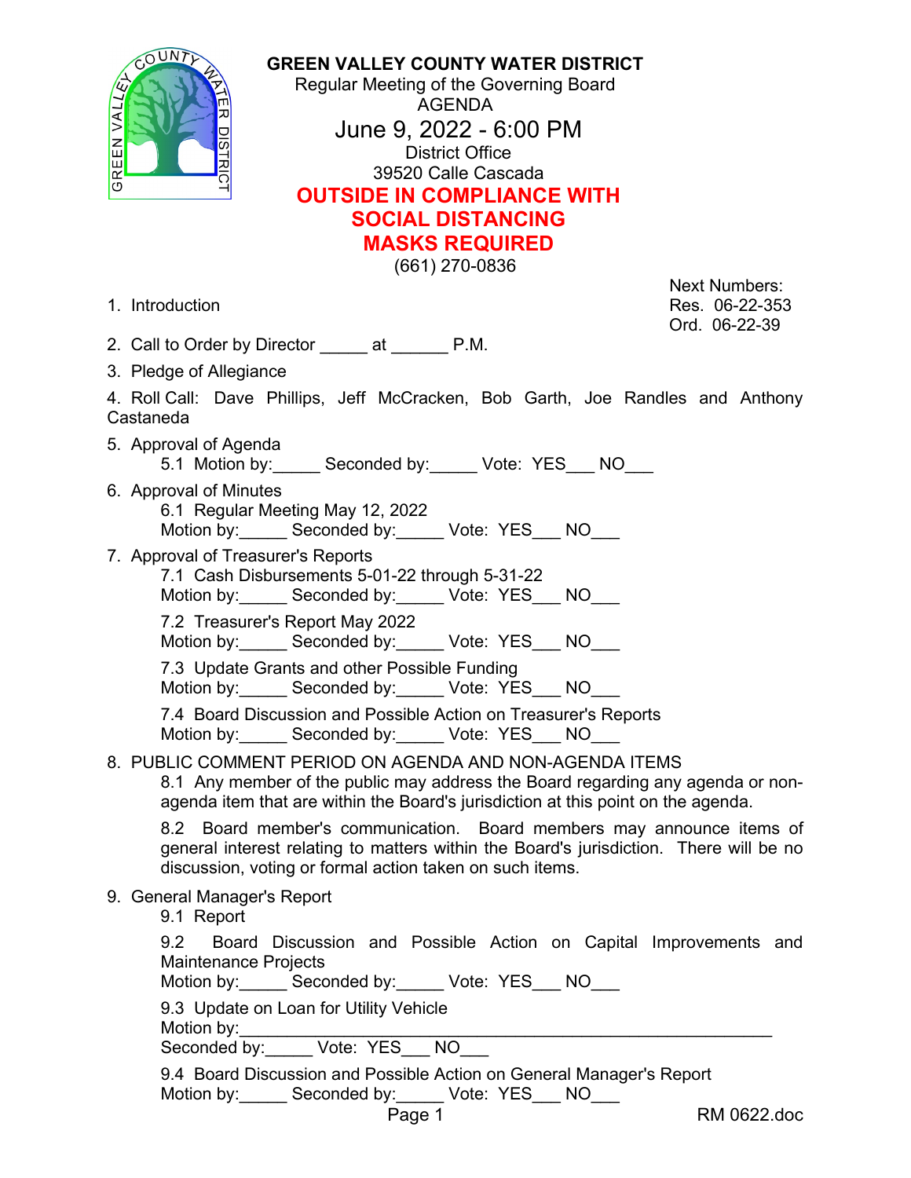# GREEN VALLEY COUNTY WATER DISTRICT

Regular Meeting of the Governing Board
AGENDA

## June 9, 2022 - 6:00 PM

District Office
39520 Calle Cascada

**OUTSIDE IN COMPLIANCE WITH SOCIAL DISTANCING**
**MASKS REQUIRED**

(661) 270-0836

Next Numbers:
Res. 06-22-353
Ord. 06-22-39

1. Introduction
2. Call to Order by Director _____ at ______ P.M.
3. Pledge of Allegiance
4. Roll Call: Dave Phillips, Jeff McCracken, Bob Garth, Joe Randles and Anthony Castaneda
5. Approval of Agenda
   - 5.1 Motion by:_____ Seconded by:_____ Vote: YES___ NO___
6. Approval of Minutes
   - 6.1 Regular Meeting May 12, 2022
     Motion by:_____ Seconded by:_____ Vote: YES___ NO___
7. Approval of Treasurer's Reports
   - 7.1 Cash Disbursements 5-01-22 through 5-31-22
     Motion by:_____ Seconded by:_____ Vote: YES___ NO___
   - 7.2 Treasurer's Report May 2022
     Motion by:_____ Seconded by:_____ Vote: YES___ NO___
   - 7.3 Update Grants and other Possible Funding
     Motion by:_____ Seconded by:_____ Vote: YES___ NO___
   - 7.4 Board Discussion and Possible Action on Treasurer's Reports
     Motion by:_____ Seconded by:_____ Vote: YES___ NO___
8. PUBLIC COMMENT PERIOD ON AGENDA AND NON-AGENDA ITEMS
   - 8.1 Any member of the public may address the Board regarding any agenda or non-agenda item that are within the Board's jurisdiction at this point on the agenda.
   - 8.2 Board member's communication. Board members may announce items of general interest relating to matters within the Board's jurisdiction. There will be no discussion, voting or formal action taken on such items.
9. General Manager's Report
   - 9.1 Report
   - 9.2 Board Discussion and Possible Action on Capital Improvements and Maintenance Projects
     Motion by:_____ Seconded by:_____ Vote: YES___ NO___
   - 9.3 Update on Loan for Utility Vehicle
     Motion by:________________________________________________________
     Seconded by:_____ Vote: YES___ NO___
   - 9.4 Board Discussion and Possible Action on General Manager's Report
     Motion by:_____ Seconded by:_____ Vote: YES___ NO___

RM 0622.doc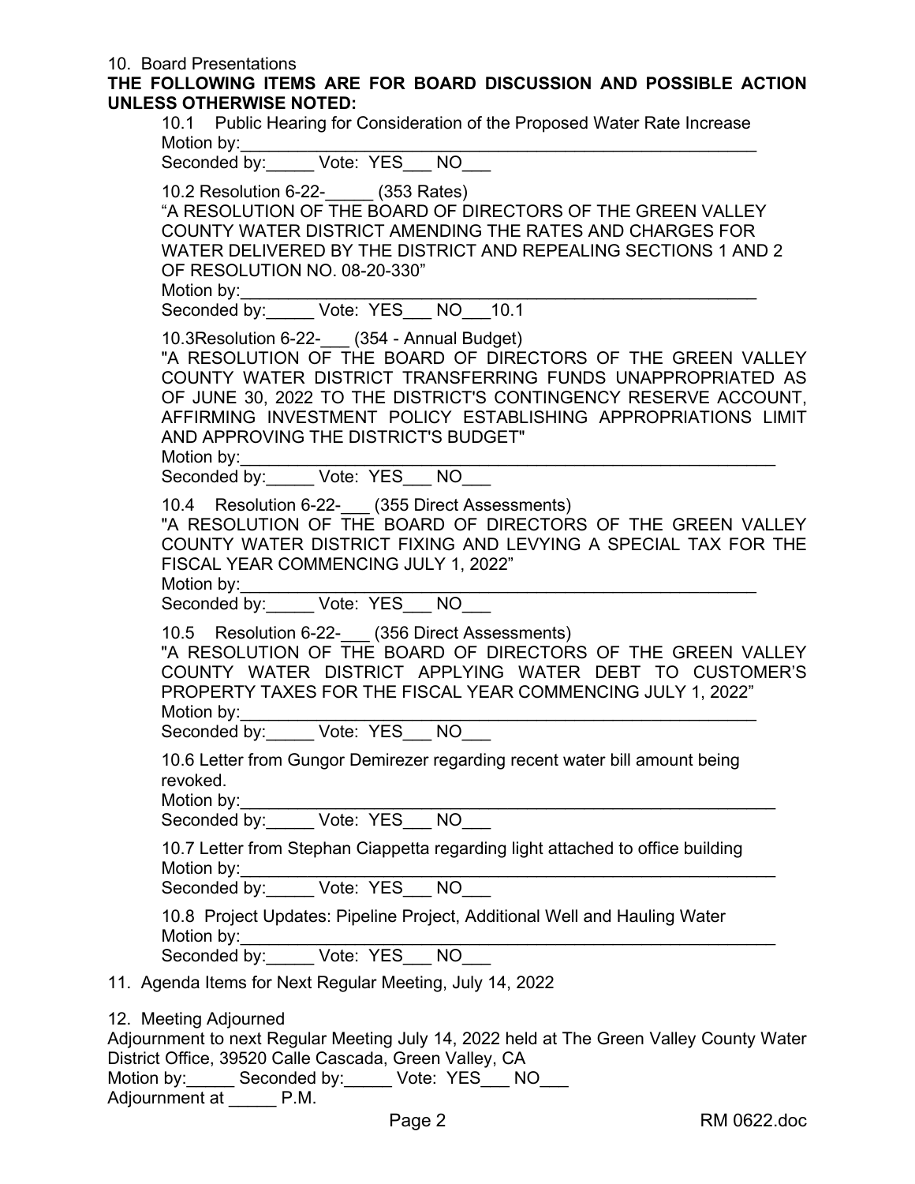10. Board Presentations

**THE FOLLOWING ITEMS ARE FOR BOARD DISCUSSION AND POSSIBLE ACTION UNLESS OTHERWISE NOTED:**

10.1 Public Hearing for Consideration of the Proposed Water Rate Increase
Motion by:_________________________________________________________
Seconded by:_____ Vote: YES___ NO___

10.2 Resolution 6-22-_____ (353 Rates)
"A RESOLUTION OF THE BOARD OF DIRECTORS OF THE GREEN VALLEY COUNTY WATER DISTRICT AMENDING THE RATES AND CHARGES FOR WATER DELIVERED BY THE DISTRICT AND REPEALING SECTIONS 1 AND 2 OF RESOLUTION NO. 08-20-330"
Motion by:_________________________________________________________
Seconded by:_____ Vote: YES___ NO___10.1

10.3Resolution 6-22-___ (354 - Annual Budget)
"A RESOLUTION OF THE BOARD OF DIRECTORS OF THE GREEN VALLEY COUNTY WATER DISTRICT TRANSFERRING FUNDS UNAPPROPRIATED AS OF JUNE 30, 2022 TO THE DISTRICT'S CONTINGENCY RESERVE ACCOUNT, AFFIRMING INVESTMENT POLICY ESTABLISHING APPROPRIATIONS LIMIT AND APPROVING THE DISTRICT'S BUDGET"
Motion by:_________________________________________________________
Seconded by:_____ Vote: YES___ NO___

10.4 Resolution 6-22-___ (355 Direct Assessments)
"A RESOLUTION OF THE BOARD OF DIRECTORS OF THE GREEN VALLEY COUNTY WATER DISTRICT FIXING AND LEVYING A SPECIAL TAX FOR THE FISCAL YEAR COMMENCING JULY 1, 2022"
Motion by:_________________________________________________________
Seconded by:_____ Vote: YES___ NO___

10.5 Resolution 6-22-___ (356 Direct Assessments)
"A RESOLUTION OF THE BOARD OF DIRECTORS OF THE GREEN VALLEY COUNTY WATER DISTRICT APPLYING WATER DEBT TO CUSTOMER'S PROPERTY TAXES FOR THE FISCAL YEAR COMMENCING JULY 1, 2022"
Motion by:_________________________________________________________
Seconded by:_____ Vote: YES___ NO___

10.6 Letter from Gungor Demirezer regarding recent water bill amount being revoked.
Motion by:_________________________________________________________
Seconded by:_____ Vote: YES___ NO___

10.7 Letter from Stephan Ciappetta regarding light attached to office building
Motion by:_________________________________________________________
Seconded by:_____ Vote: YES___ NO___

10.8 Project Updates: Pipeline Project, Additional Well and Hauling Water
Motion by:_________________________________________________________
Seconded by:_____ Vote: YES___ NO___

11. Agenda Items for Next Regular Meeting, July 14, 2022

12. Meeting Adjourned

Adjournment to next Regular Meeting July 14, 2022 held at The Green Valley County Water District Office, 39520 Calle Cascada, Green Valley, CA
Motion by:_____ Seconded by:_____ Vote: YES___ NO___
Adjournment at _____ P.M.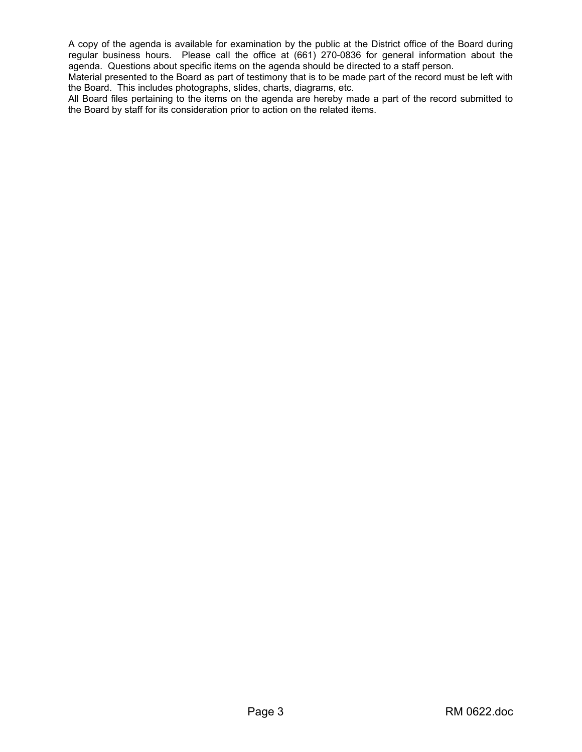A copy of the agenda is available for examination by the public at the District office of the Board during regular business hours. Please call the office at (661) 270-0836 for general information about the agenda. Questions about specific items on the agenda should be directed to a staff person.

Material presented to the Board as part of testimony that is to be made part of the record must be left with the Board. This includes photographs, slides, charts, diagrams, etc.

All Board files pertaining to the items on the agenda are hereby made a part of the record submitted to the Board by staff for its consideration prior to action on the related items.